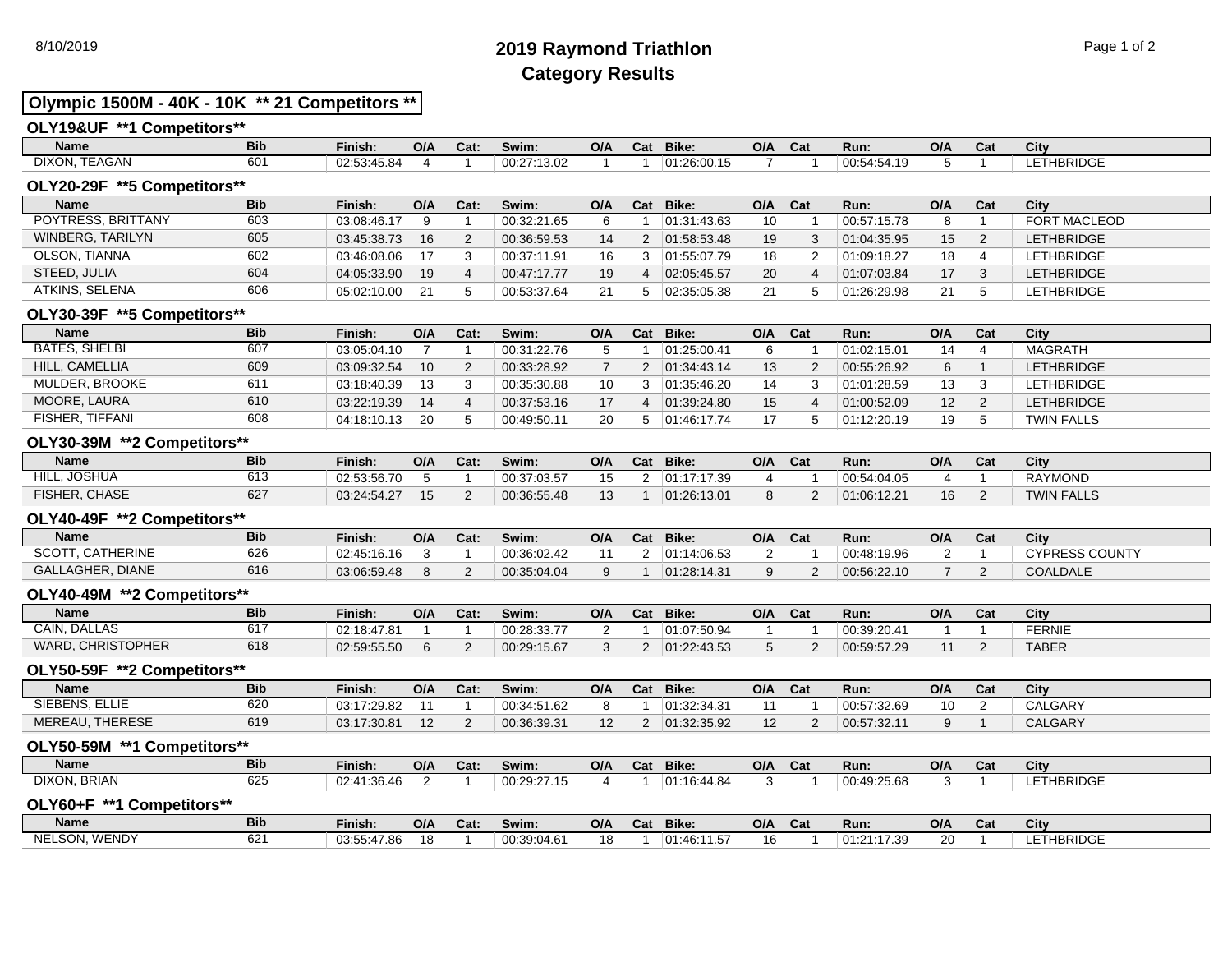8/10/2019

# 2019 Raymond Triathlon
## Category Results

### Olympic 1500M - 40K - 10K ** 21 Competitors **

#### OLY19&UF **1 Competitors**

| Name | Bib | Finish: | O/A | Cat: | Swim: | O/A | Cat | Bike: | O/A | Cat | Run: | O/A | Cat | City |
|---|---|---|---|---|---|---|---|---|---|---|---|---|---|---|
| DIXON, TEAGAN | 601 | 02:53:45.84 | 4 | 1 | 00:27:13.02 | 1 | 1 | 01:26:00.15 | 7 | 1 | 00:54:54.19 | 5 | 1 | LETHBRIDGE |

#### OLY20-29F **5 Competitors**

| Name | Bib | Finish: | O/A | Cat: | Swim: | O/A | Cat | Bike: | O/A | Cat | Run: | O/A | Cat | City |
|---|---|---|---|---|---|---|---|---|---|---|---|---|---|---|
| POYTRESS, BRITTANY | 603 | 03:08:46.17 | 9 | 1 | 00:32:21.65 | 6 | 1 | 01:31:43.63 | 10 | 1 | 00:57:15.78 | 8 | 1 | FORT MACLEOD |
| WINBERG, TARILYN | 605 | 03:45:38.73 | 16 | 2 | 00:36:59.53 | 14 | 2 | 01:58:53.48 | 19 | 3 | 01:04:35.95 | 15 | 2 | LETHBRIDGE |
| OLSON, TIANNA | 602 | 03:46:08.06 | 17 | 3 | 00:37:11.91 | 16 | 3 | 01:55:07.79 | 18 | 2 | 01:09:18.27 | 18 | 4 | LETHBRIDGE |
| STEED, JULIA | 604 | 04:05:33.90 | 19 | 4 | 00:47:17.77 | 19 | 4 | 02:05:45.57 | 20 | 4 | 01:07:03.84 | 17 | 3 | LETHBRIDGE |
| ATKINS, SELENA | 606 | 05:02:10.00 | 21 | 5 | 00:53:37.64 | 21 | 5 | 02:35:05.38 | 21 | 5 | 01:26:29.98 | 21 | 5 | LETHBRIDGE |

#### OLY30-39F **5 Competitors**

| Name | Bib | Finish: | O/A | Cat: | Swim: | O/A | Cat | Bike: | O/A | Cat | Run: | O/A | Cat | City |
|---|---|---|---|---|---|---|---|---|---|---|---|---|---|---|
| BATES, SHELBI | 607 | 03:05:04.10 | 7 | 1 | 00:31:22.76 | 5 | 1 | 01:25:00.41 | 6 | 1 | 01:02:15.01 | 14 | 4 | MAGRATH |
| HILL, CAMELLIA | 609 | 03:09:32.54 | 10 | 2 | 00:33:28.92 | 7 | 2 | 01:34:43.14 | 13 | 2 | 00:55:26.92 | 6 | 1 | LETHBRIDGE |
| MULDER, BROOKE | 611 | 03:18:40.39 | 13 | 3 | 00:35:30.88 | 10 | 3 | 01:35:46.20 | 14 | 3 | 01:01:28.59 | 13 | 3 | LETHBRIDGE |
| MOORE, LAURA | 610 | 03:22:19.39 | 14 | 4 | 00:37:53.16 | 17 | 4 | 01:39:24.80 | 15 | 4 | 01:00:52.09 | 12 | 2 | LETHBRIDGE |
| FISHER, TIFFANI | 608 | 04:18:10.13 | 20 | 5 | 00:49:50.11 | 20 | 5 | 01:46:17.74 | 17 | 5 | 01:12:20.19 | 19 | 5 | TWIN FALLS |

#### OLY30-39M **2 Competitors**

| Name | Bib | Finish: | O/A | Cat: | Swim: | O/A | Cat | Bike: | O/A | Cat | Run: | O/A | Cat | City |
|---|---|---|---|---|---|---|---|---|---|---|---|---|---|---|
| HILL, JOSHUA | 613 | 02:53:56.70 | 5 | 1 | 00:37:03.57 | 15 | 2 | 01:17:17.39 | 4 | 1 | 00:54:04.05 | 4 | 1 | RAYMOND |
| FISHER, CHASE | 627 | 03:24:54.27 | 15 | 2 | 00:36:55.48 | 13 | 1 | 01:26:13.01 | 8 | 2 | 01:06:12.21 | 16 | 2 | TWIN FALLS |

#### OLY40-49F **2 Competitors**

| Name | Bib | Finish: | O/A | Cat: | Swim: | O/A | Cat | Bike: | O/A | Cat | Run: | O/A | Cat | City |
|---|---|---|---|---|---|---|---|---|---|---|---|---|---|---|
| SCOTT, CATHERINE | 626 | 02:45:16.16 | 3 | 1 | 00:36:02.42 | 11 | 2 | 01:14:06.53 | 2 | 1 | 00:48:19.96 | 2 | 1 | CYPRESS COUNTY |
| GALLAGHER, DIANE | 616 | 03:06:59.48 | 8 | 2 | 00:35:04.04 | 9 | 1 | 01:28:14.31 | 9 | 2 | 00:56:22.10 | 7 | 2 | COALDALE |

#### OLY40-49M **2 Competitors**

| Name | Bib | Finish: | O/A | Cat: | Swim: | O/A | Cat | Bike: | O/A | Cat | Run: | O/A | Cat | City |
|---|---|---|---|---|---|---|---|---|---|---|---|---|---|---|
| CAIN, DALLAS | 617 | 02:18:47.81 | 1 | 1 | 00:28:33.77 | 2 | 1 | 01:07:50.94 | 1 | 1 | 00:39:20.41 | 1 | 1 | FERNIE |
| WARD, CHRISTOPHER | 618 | 02:59:55.50 | 6 | 2 | 00:29:15.67 | 3 | 2 | 01:22:43.53 | 5 | 2 | 00:59:57.29 | 11 | 2 | TABER |

#### OLY50-59F **2 Competitors**

| Name | Bib | Finish: | O/A | Cat: | Swim: | O/A | Cat | Bike: | O/A | Cat | Run: | O/A | Cat | City |
|---|---|---|---|---|---|---|---|---|---|---|---|---|---|---|
| SIEBENS, ELLIE | 620 | 03:17:29.82 | 11 | 1 | 00:34:51.62 | 8 | 1 | 01:32:34.31 | 11 | 1 | 00:57:32.69 | 10 | 2 | CALGARY |
| MEREAU, THERESE | 619 | 03:17:30.81 | 12 | 2 | 00:36:39.31 | 12 | 2 | 01:32:35.92 | 12 | 2 | 00:57:32.11 | 9 | 1 | CALGARY |

#### OLY50-59M **1 Competitors**

| Name | Bib | Finish: | O/A | Cat: | Swim: | O/A | Cat | Bike: | O/A | Cat | Run: | O/A | Cat | City |
|---|---|---|---|---|---|---|---|---|---|---|---|---|---|---|
| DIXON, BRIAN | 625 | 02:41:36.46 | 2 | 1 | 00:29:27.15 | 4 | 1 | 01:16:44.84 | 3 | 1 | 00:49:25.68 | 3 | 1 | LETHBRIDGE |

#### OLY60+F **1 Competitors**

| Name | Bib | Finish: | O/A | Cat: | Swim: | O/A | Cat | Bike: | O/A | Cat | Run: | O/A | Cat | City |
|---|---|---|---|---|---|---|---|---|---|---|---|---|---|---|
| NELSON, WENDY | 621 | 03:55:47.86 | 18 | 1 | 00:39:04.61 | 18 | 1 | 01:46:11.57 | 16 | 1 | 01:21:17.39 | 20 | 1 | LETHBRIDGE |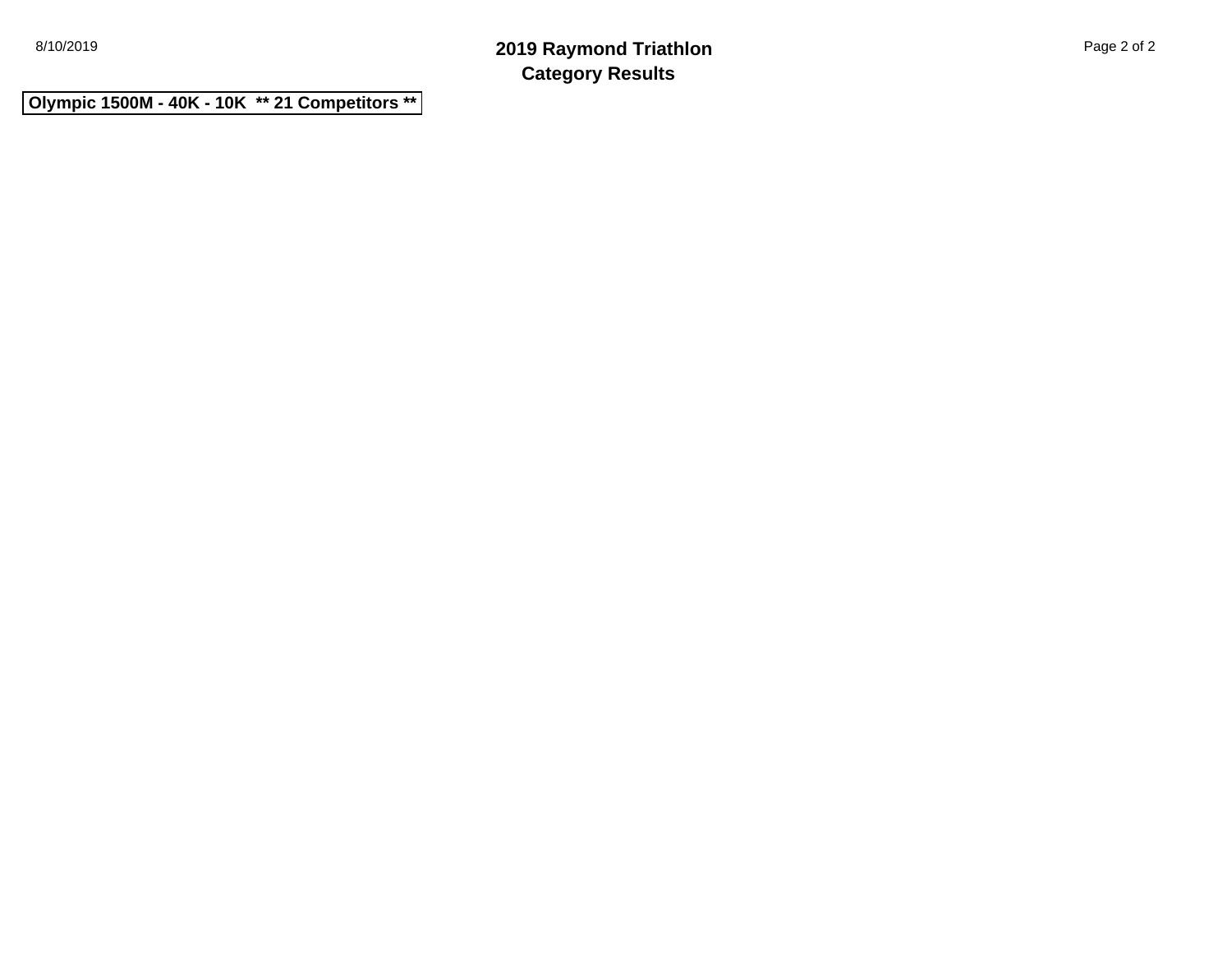**Olympic 1500M - 40K - 10K ** 21 Competitors ****